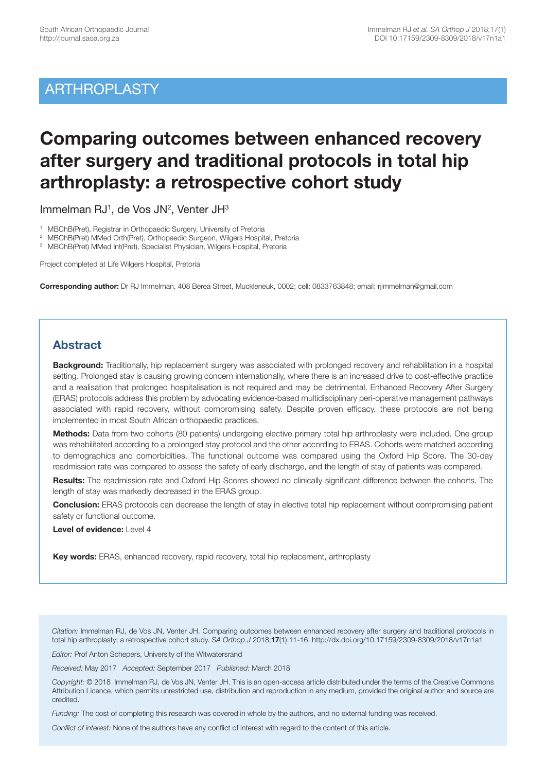ARTHROPLASTY

# Comparing outcomes between enhanced recovery after surgery and traditional protocols in total hip arthroplasty: a retrospective cohort study

Immelman RJ[1], de Vos JN[2], Venter JH[3]

[1] MBChB(Pret), Registrar in Orthopaedic Surgery, University of Pretoria
[2] MBChB(Pret) MMed Orth(Pret), Orthopaedic Surgeon, Wilgers Hospital, Pretoria
[3] MBChB(Pret) MMed Int(Pret), Specialist Physician, Wilgers Hospital, Pretoria

Project completed at Life Wilgers Hospital, Pretoria

**Corresponding author:** Dr RJ Immelman, 408 Berea Street, Muckleneuk, 0002; cell: 0833763848; email: rjimmelman@gmail.com

## Abstract

**Background:** Traditionally, hip replacement surgery was associated with prolonged recovery and rehabilitation in a hospital setting. Prolonged stay is causing growing concern internationally, where there is an increased drive to cost-effective practice and a realisation that prolonged hospitalisation is not required and may be detrimental. Enhanced Recovery After Surgery (ERAS) protocols address this problem by advocating evidence-based multidisciplinary peri-operative management pathways associated with rapid recovery, without compromising safety. Despite proven efficacy, these protocols are not being implemented in most South African orthopaedic practices.

**Methods:** Data from two cohorts (80 patients) undergoing elective primary total hip arthroplasty were included. One group was rehabilitated according to a prolonged stay protocol and the other according to ERAS. Cohorts were matched according to demographics and comorbidities. The functional outcome was compared using the Oxford Hip Score. The 30-day readmission rate was compared to assess the safety of early discharge, and the length of stay of patients was compared.

**Results:** The readmission rate and Oxford Hip Scores showed no clinically significant difference between the cohorts. The length of stay was markedly decreased in the ERAS group.

**Conclusion:** ERAS protocols can decrease the length of stay in elective total hip replacement without compromising patient safety or functional outcome.

**Level of evidence:** Level 4

**Key words:** ERAS, enhanced recovery, rapid recovery, total hip replacement, arthroplasty

*Citation:* Immelman RJ, de Vos JN, Venter JH. Comparing outcomes between enhanced recovery after surgery and traditional protocols in total hip arthroplasty: a retrospective cohort study. *SA Orthop J* 2018;**17**(1):11-16. http://dx.doi.org/10.17159/2309-8309/2018/v17n1a1

*Editor:* Prof Anton Schepers, University of the Witwatersrand

*Received:* May 2017 *Accepted:* September 2017 *Published:* March 2018

*Copyright:* © 2018 Immelman RJ, de Vos JN, Venter JH. This is an open-access article distributed under the terms of the Creative Commons Attribution Licence, which permits unrestricted use, distribution and reproduction in any medium, provided the original author and source are credited.

*Funding:* The cost of completing this research was covered in whole by the authors, and no external funding was received.

*Conflict of interest:* None of the authors have any conflict of interest with regard to the content of this article.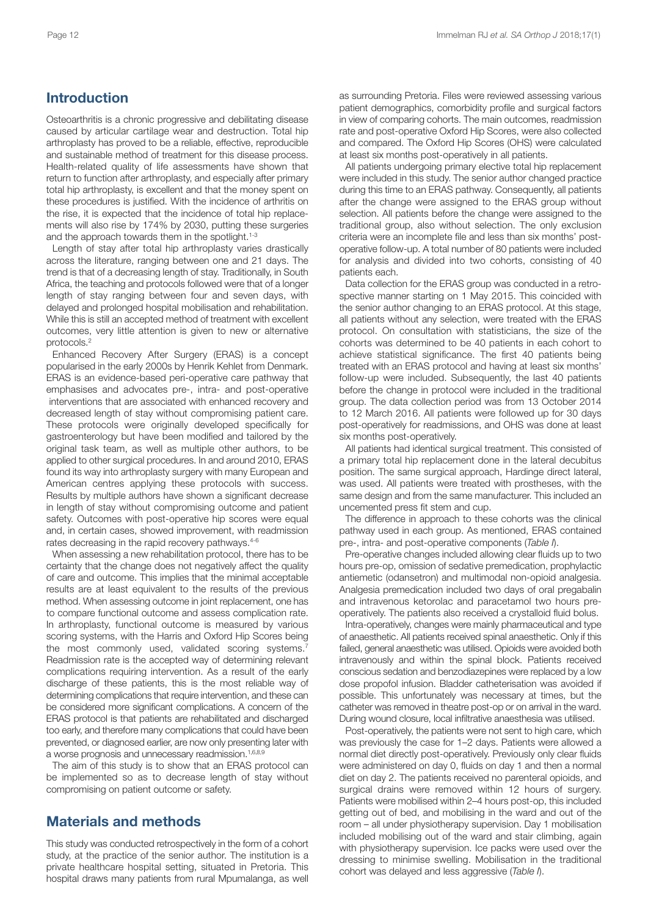## Introduction

Osteoarthritis is a chronic progressive and debilitating disease caused by articular cartilage wear and destruction. Total hip arthroplasty has proved to be a reliable, effective, reproducible and sustainable method of treatment for this disease process. Health-related quality of life assessments have shown that return to function after arthroplasty, and especially after primary total hip arthroplasty, is excellent and that the money spent on these procedures is justified. With the incidence of arthritis on the rise, it is expected that the incidence of total hip replacements will also rise by 174% by 2030, putting these surgeries and the approach towards them in the spotlight.[1-3]

Length of stay after total hip arthroplasty varies drastically across the literature, ranging between one and 21 days. The trend is that of a decreasing length of stay. Traditionally, in South Africa, the teaching and protocols followed were that of a longer length of stay ranging between four and seven days, with delayed and prolonged hospital mobilisation and rehabilitation. While this is still an accepted method of treatment with excellent outcomes, very little attention is given to new or alternative protocols.[2]

Enhanced Recovery After Surgery (ERAS) is a concept popularised in the early 2000s by Henrik Kehlet from Denmark. ERAS is an evidence-based peri-operative care pathway that emphasises and advocates pre-, intra- and post-operative interventions that are associated with enhanced recovery and decreased length of stay without compromising patient care. These protocols were originally developed specifically for gastroenterology but have been modified and tailored by the original task team, as well as multiple other authors, to be applied to other surgical procedures. In and around 2010, ERAS found its way into arthroplasty surgery with many European and American centres applying these protocols with success. Results by multiple authors have shown a significant decrease in length of stay without compromising outcome and patient safety. Outcomes with post-operative hip scores were equal and, in certain cases, showed improvement, with readmission rates decreasing in the rapid recovery pathways.[4-6]

When assessing a new rehabilitation protocol, there has to be certainty that the change does not negatively affect the quality of care and outcome. This implies that the minimal acceptable results are at least equivalent to the results of the previous method. When assessing outcome in joint replacement, one has to compare functional outcome and assess complication rate. In arthroplasty, functional outcome is measured by various scoring systems, with the Harris and Oxford Hip Scores being the most commonly used, validated scoring systems.[7] Readmission rate is the accepted way of determining relevant complications requiring intervention. As a result of the early discharge of these patients, this is the most reliable way of determining complications that require intervention, and these can be considered more significant complications. A concern of the ERAS protocol is that patients are rehabilitated and discharged too early, and therefore many complications that could have been prevented, or diagnosed earlier, are now only presenting later with a worse prognosis and unnecessary readmission.[1,6,8,9]

The aim of this study is to show that an ERAS protocol can be implemented so as to decrease length of stay without compromising on patient outcome or safety.

## Materials and methods

This study was conducted retrospectively in the form of a cohort study, at the practice of the senior author. The institution is a private healthcare hospital setting, situated in Pretoria. This hospital draws many patients from rural Mpumalanga, as well as surrounding Pretoria. Files were reviewed assessing various patient demographics, comorbidity profile and surgical factors in view of comparing cohorts. The main outcomes, readmission rate and post-operative Oxford Hip Scores, were also collected and compared. The Oxford Hip Scores (OHS) were calculated at least six months post-operatively in all patients.

All patients undergoing primary elective total hip replacement were included in this study. The senior author changed practice during this time to an ERAS pathway. Consequently, all patients after the change were assigned to the ERAS group without selection. All patients before the change were assigned to the traditional group, also without selection. The only exclusion criteria were an incomplete file and less than six months' post-operative follow-up. A total number of 80 patients were included for analysis and divided into two cohorts, consisting of 40 patients each.

Data collection for the ERAS group was conducted in a retrospective manner starting on 1 May 2015. This coincided with the senior author changing to an ERAS protocol. At this stage, all patients without any selection, were treated with the ERAS protocol. On consultation with statisticians, the size of the cohorts was determined to be 40 patients in each cohort to achieve statistical significance. The first 40 patients being treated with an ERAS protocol and having at least six months' follow-up were included. Subsequently, the last 40 patients before the change in protocol were included in the traditional group. The data collection period was from 13 October 2014 to 12 March 2016. All patients were followed up for 30 days post-operatively for readmissions, and OHS was done at least six months post-operatively.

All patients had identical surgical treatment. This consisted of a primary total hip replacement done in the lateral decubitus position. The same surgical approach, Hardinge direct lateral, was used. All patients were treated with prostheses, with the same design and from the same manufacturer. This included an uncemented press fit stem and cup.

The difference in approach to these cohorts was the clinical pathway used in each group. As mentioned, ERAS contained pre-, intra- and post-operative components (*Table I*).

Pre-operative changes included allowing clear fluids up to two hours pre-op, omission of sedative premedication, prophylactic antiemetic (odansetron) and multimodal non-opioid analgesia. Analgesia premedication included two days of oral pregabalin and intravenous ketorolac and paracetamol two hours pre-operatively. The patients also received a crystalloid fluid bolus.

Intra-operatively, changes were mainly pharmaceutical and type of anaesthetic. All patients received spinal anaesthetic. Only if this failed, general anaesthetic was utilised. Opioids were avoided both intravenously and within the spinal block. Patients received conscious sedation and benzodiazepines were replaced by a low dose propofol infusion. Bladder catheterisation was avoided if possible. This unfortunately was necessary at times, but the catheter was removed in theatre post-op or on arrival in the ward. During wound closure, local infiltrative anaesthesia was utilised.

Post-operatively, the patients were not sent to high care, which was previously the case for 1–2 days. Patients were allowed a normal diet directly post-operatively. Previously only clear fluids were administered on day 0, fluids on day 1 and then a normal diet on day 2. The patients received no parenteral opioids, and surgical drains were removed within 12 hours of surgery. Patients were mobilised within 2–4 hours post-op, this included getting out of bed, and mobilising in the ward and out of the room – all under physiotherapy supervision. Day 1 mobilisation included mobilising out of the ward and stair climbing, again with physiotherapy supervision. Ice packs were used over the dressing to minimise swelling. Mobilisation in the traditional cohort was delayed and less aggressive (*Table I*).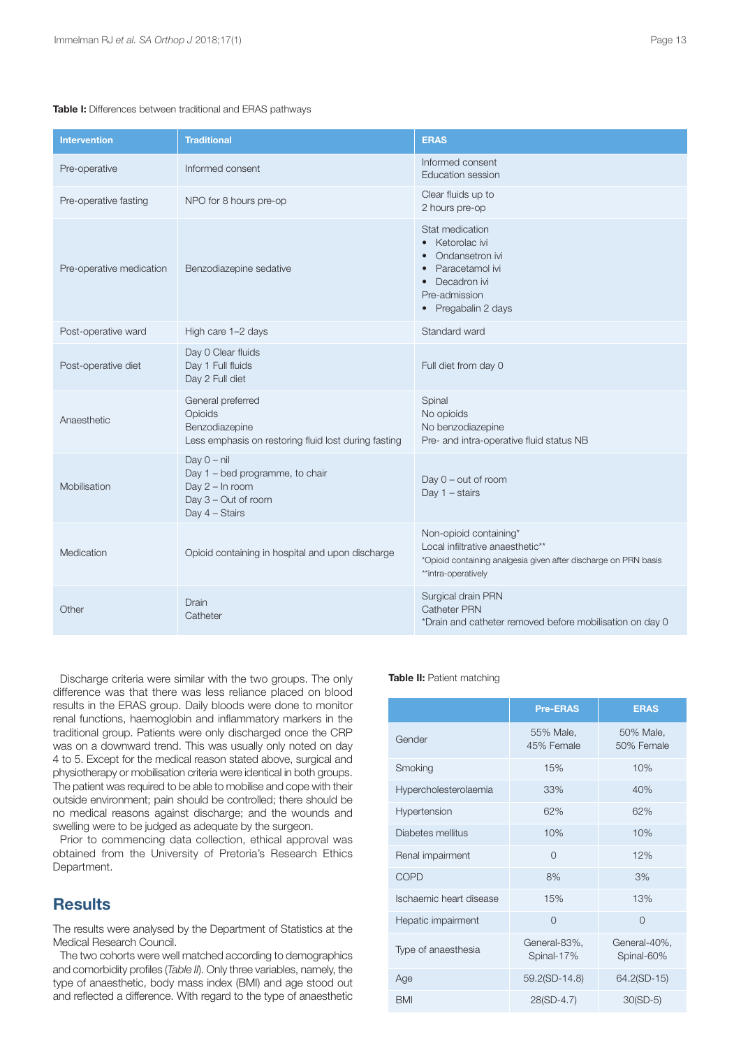**Table I:** Differences between traditional and ERAS pathways

| Intervention | Traditional | ERAS |
|---|---|---|
| Pre-operative | Informed consent | Informed consent<br>Education session |
| Pre-operative fasting | NPO for 8 hours pre-op | Clear fluids up to<br>2 hours pre-op |
| Pre-operative medication | Benzodiazepine sedative | Stat medication<br>• Ketorolac ivi<br>• Ondansetron ivi<br>• Paracetamol ivi<br>• Decadron ivi<br>Pre-admission<br>• Pregabalin 2 days |
| Post-operative ward | High care 1–2 days | Standard ward |
| Post-operative diet | Day 0 Clear fluids<br>Day 1 Full fluids<br>Day 2 Full diet | Full diet from day 0 |
| Anaesthetic | General preferred<br>Opioids<br>Benzodiazepine<br>Less emphasis on restoring fluid lost during fasting | Spinal<br>No opioids<br>No benzodiazepine<br>Pre- and intra-operative fluid status NB |
| Mobilisation | Day 0 – nil<br>Day 1 – bed programme, to chair<br>Day 2 – In room<br>Day 3 – Out of room<br>Day 4 – Stairs | Day 0 – out of room<br>Day 1 – stairs |
| Medication | Opioid containing in hospital and upon discharge | Non-opioid containing*<br>Local infiltrative anaesthetic**<br>*Opioid containing analgesia given after discharge on PRN basis<br>**intra-operatively |
| Other | Drain<br>Catheter | Surgical drain PRN<br>Catheter PRN<br>*Drain and catheter removed before mobilisation on day 0 |

Discharge criteria were similar with the two groups. The only difference was that there was less reliance placed on blood results in the ERAS group. Daily bloods were done to monitor renal functions, haemoglobin and inflammatory markers in the traditional group. Patients were only discharged once the CRP was on a downward trend. This was usually only noted on day 4 to 5. Except for the medical reason stated above, surgical and physiotherapy or mobilisation criteria were identical in both groups. The patient was required to be able to mobilise and cope with their outside environment; pain should be controlled; there should be no medical reasons against discharge; and the wounds and swelling were to be judged as adequate by the surgeon.

Prior to commencing data collection, ethical approval was obtained from the University of Pretoria's Research Ethics Department.

## Results

The results were analysed by the Department of Statistics at the Medical Research Council.

The two cohorts were well matched according to demographics and comorbidity profiles (*Table II*). Only three variables, namely, the type of anaesthetic, body mass index (BMI) and age stood out and reflected a difference. With regard to the type of anaesthetic

**Table II:** Patient matching

| | Pre-ERAS | ERAS |
|---|---|---|
| Gender | 55% Male, 45% Female | 50% Male, 50% Female |
| Smoking | 15% | 10% |
| Hypercholesterolaemia | 33% | 40% |
| Hypertension | 62% | 62% |
| Diabetes mellitus | 10% | 10% |
| Renal impairment | 0 | 12% |
| COPD | 8% | 3% |
| Ischaemic heart disease | 15% | 13% |
| Hepatic impairment | 0 | 0 |
| Type of anaesthesia | General-83%, Spinal-17% | General-40%, Spinal-60% |
| Age | 59.2(SD-14.8) | 64.2(SD-15) |
| BMI | 28(SD-4.7) | 30(SD-5) |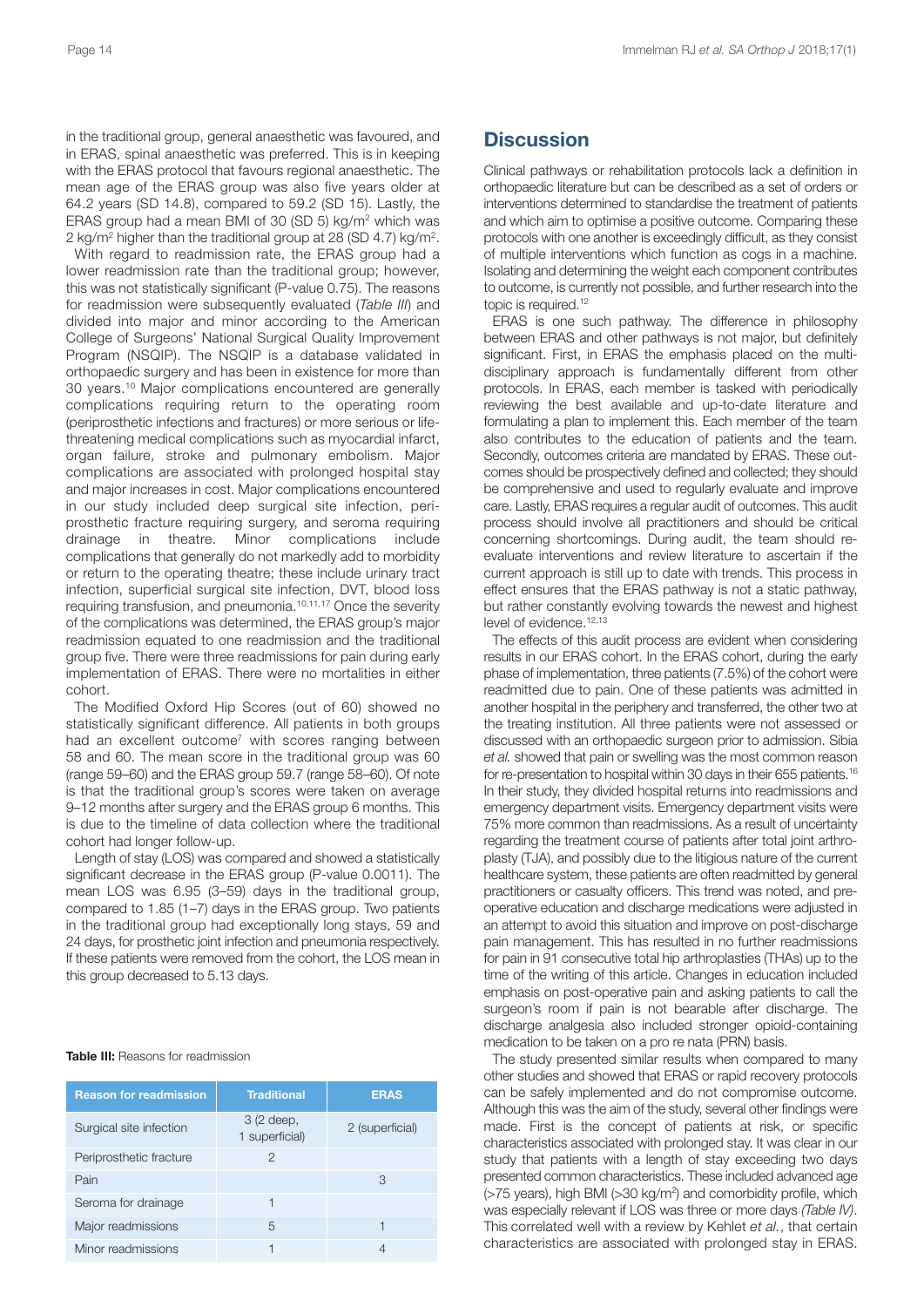in the traditional group, general anaesthetic was favoured, and in ERAS, spinal anaesthetic was preferred. This is in keeping with the ERAS protocol that favours regional anaesthetic. The mean age of the ERAS group was also five years older at 64.2 years (SD 14.8), compared to 59.2 (SD 15). Lastly, the ERAS group had a mean BMI of 30 (SD 5) kg/m$^2$ which was 2 kg/m$^2$ higher than the traditional group at 28 (SD 4.7) kg/m$^2$.

With regard to readmission rate, the ERAS group had a lower readmission rate than the traditional group; however, this was not statistically significant (P-value 0.75). The reasons for readmission were subsequently evaluated (*Table III*) and divided into major and minor according to the American College of Surgeons' National Surgical Quality Improvement Program (NSQIP). The NSQIP is a database validated in orthopaedic surgery and has been in existence for more than 30 years.[10] Major complications encountered are generally complications requiring return to the operating room (periprosthetic infections and fractures) or more serious or life-threatening medical complications such as myocardial infarct, organ failure, stroke and pulmonary embolism. Major complications are associated with prolonged hospital stay and major increases in cost. Major complications encountered in our study included deep surgical site infection, periprosthetic fracture requiring surgery, and seroma requiring drainage in theatre. Minor complications include complications that generally do not markedly add to morbidity or return to the operating theatre; these include urinary tract infection, superficial surgical site infection, DVT, blood loss requiring transfusion, and pneumonia.[10,11,17] Once the severity of the complications was determined, the ERAS group's major readmission equated to one readmission and the traditional group five. There were three readmissions for pain during early implementation of ERAS. There were no mortalities in either cohort.

The Modified Oxford Hip Scores (out of 60) showed no statistically significant difference. All patients in both groups had an excellent outcome[7] with scores ranging between 58 and 60. The mean score in the traditional group was 60 (range 59–60) and the ERAS group 59.7 (range 58–60). Of note is that the traditional group's scores were taken on average 9–12 months after surgery and the ERAS group 6 months. This is due to the timeline of data collection where the traditional cohort had longer follow-up.

Length of stay (LOS) was compared and showed a statistically significant decrease in the ERAS group (P-value 0.0011). The mean LOS was 6.95 (3–59) days in the traditional group, compared to 1.85 (1–7) days in the ERAS group. Two patients in the traditional group had exceptionally long stays, 59 and 24 days, for prosthetic joint infection and pneumonia respectively. If these patients were removed from the cohort, the LOS mean in this group decreased to 5.13 days.

**Table III:** Reasons for readmission

| Reason for readmission | Traditional | ERAS |
|---|---|---|
| Surgical site infection | 3 (2 deep, 1 superficial) | 2 (superficial) |
| Periprosthetic fracture | 2 | |
| Pain | | 3 |
| Seroma for drainage | 1 | |
| Major readmissions | 5 | 1 |
| Minor readmissions | 1 | 4 |

## Discussion

Clinical pathways or rehabilitation protocols lack a definition in orthopaedic literature but can be described as a set of orders or interventions determined to standardise the treatment of patients and which aim to optimise a positive outcome. Comparing these protocols with one another is exceedingly difficult, as they consist of multiple interventions which function as cogs in a machine. Isolating and determining the weight each component contributes to outcome, is currently not possible, and further research into the topic is required.[12]

ERAS is one such pathway. The difference in philosophy between ERAS and other pathways is not major, but definitely significant. First, in ERAS the emphasis placed on the multidisciplinary approach is fundamentally different from other protocols. In ERAS, each member is tasked with periodically reviewing the best available and up-to-date literature and formulating a plan to implement this. Each member of the team also contributes to the education of patients and the team. Secondly, outcomes criteria are mandated by ERAS. These outcomes should be prospectively defined and collected; they should be comprehensive and used to regularly evaluate and improve care. Lastly, ERAS requires a regular audit of outcomes. This audit process should involve all practitioners and should be critical concerning shortcomings. During audit, the team should re-evaluate interventions and review literature to ascertain if the current approach is still up to date with trends. This process in effect ensures that the ERAS pathway is not a static pathway, but rather constantly evolving towards the newest and highest level of evidence.[12,13]

The effects of this audit process are evident when considering results in our ERAS cohort. In the ERAS cohort, during the early phase of implementation, three patients (7.5%) of the cohort were readmitted due to pain. One of these patients was admitted in another hospital in the periphery and transferred, the other two at the treating institution. All three patients were not assessed or discussed with an orthopaedic surgeon prior to admission. Sibia *et al.* showed that pain or swelling was the most common reason for re-presentation to hospital within 30 days in their 655 patients.[16] In their study, they divided hospital returns into readmissions and emergency department visits. Emergency department visits were 75% more common than readmissions. As a result of uncertainty regarding the treatment course of patients after total joint arthroplasty (TJA), and possibly due to the litigious nature of the current healthcare system, these patients are often readmitted by general practitioners or casualty officers. This trend was noted, and pre-operative education and discharge medications were adjusted in an attempt to avoid this situation and improve on post-discharge pain management. This has resulted in no further readmissions for pain in 91 consecutive total hip arthroplasties (THAs) up to the time of the writing of this article. Changes in education included emphasis on post-operative pain and asking patients to call the surgeon's room if pain is not bearable after discharge. The discharge analgesia also included stronger opioid-containing medication to be taken on a pro re nata (PRN) basis.

The study presented similar results when compared to many other studies and showed that ERAS or rapid recovery protocols can be safely implemented and do not compromise outcome. Although this was the aim of the study, several other findings were made. First is the concept of patients at risk, or specific characteristics associated with prolonged stay. It was clear in our study that patients with a length of stay exceeding two days presented common characteristics. These included advanced age (>75 years), high BMI (>30 kg/m$^2$) and comorbidity profile, which was especially relevant if LOS was three or more days *(Table IV)*. This correlated well with a review by Kehlet *et al.*, that certain characteristics are associated with prolonged stay in ERAS.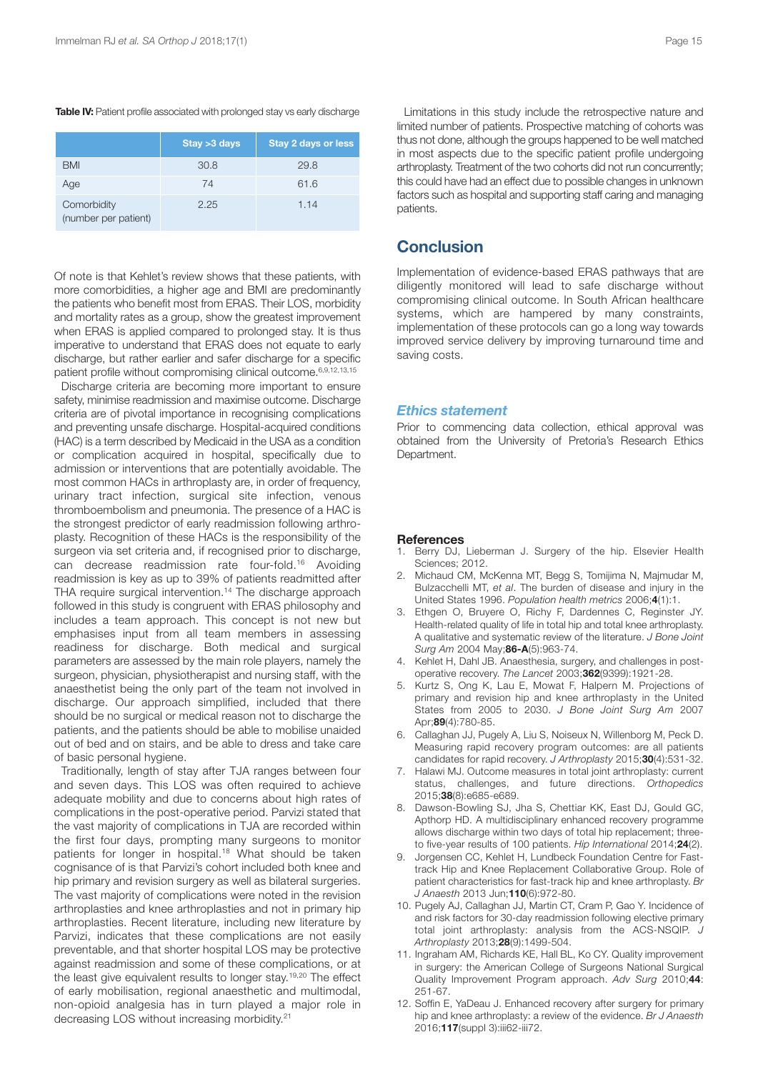**Table IV:** Patient profile associated with prolonged stay vs early discharge

| | Stay >3 days | Stay 2 days or less |
|---|---|---|
| BMI | 30.8 | 29.8 |
| Age | 74 | 61.6 |
| Comorbidity (number per patient) | 2.25 | 1.14 |

Of note is that Kehlet's review shows that these patients, with more comorbidities, a higher age and BMI are predominantly the patients who benefit most from ERAS. Their LOS, morbidity and mortality rates as a group, show the greatest improvement when ERAS is applied compared to prolonged stay. It is thus imperative to understand that ERAS does not equate to early discharge, but rather earlier and safer discharge for a specific patient profile without compromising clinical outcome.[6,9,12,13,15]

Discharge criteria are becoming more important to ensure safety, minimise readmission and maximise outcome. Discharge criteria are of pivotal importance in recognising complications and preventing unsafe discharge. Hospital-acquired conditions (HAC) is a term described by Medicaid in the USA as a condition or complication acquired in hospital, specifically due to admission or interventions that are potentially avoidable. The most common HACs in arthroplasty are, in order of frequency, urinary tract infection, surgical site infection, venous thromboembolism and pneumonia. The presence of a HAC is the strongest predictor of early readmission following arthroplasty. Recognition of these HACs is the responsibility of the surgeon via set criteria and, if recognised prior to discharge, can decrease readmission rate four-fold.[16] Avoiding readmission is key as up to 39% of patients readmitted after THA require surgical intervention.[14] The discharge approach followed in this study is congruent with ERAS philosophy and includes a team approach. This concept is not new but emphasises input from all team members in assessing readiness for discharge. Both medical and surgical parameters are assessed by the main role players, namely the surgeon, physician, physiotherapist and nursing staff, with the anaesthetist being the only part of the team not involved in discharge. Our approach simplified, included that there should be no surgical or medical reason not to discharge the patients, and the patients should be able to mobilise unaided out of bed and on stairs, and be able to dress and take care of basic personal hygiene.

Traditionally, length of stay after TJA ranges between four and seven days. This LOS was often required to achieve adequate mobility and due to concerns about high rates of complications in the post-operative period. Parvizi stated that the vast majority of complications in TJA are recorded within the first four days, prompting many surgeons to monitor patients for longer in hospital.[18] What should be taken cognisance of is that Parvizi's cohort included both knee and hip primary and revision surgery as well as bilateral surgeries. The vast majority of complications were noted in the revision arthroplasties and knee arthroplasties and not in primary hip arthroplasties. Recent literature, including new literature by Parvizi, indicates that these complications are not easily preventable, and that shorter hospital LOS may be protective against readmission and some of these complications, or at the least give equivalent results to longer stay.[19,20] The effect of early mobilisation, regional anaesthetic and multimodal, non-opioid analgesia has in turn played a major role in decreasing LOS without increasing morbidity.[21]

Limitations in this study include the retrospective nature and limited number of patients. Prospective matching of cohorts was thus not done, although the groups happened to be well matched in most aspects due to the specific patient profile undergoing arthroplasty. Treatment of the two cohorts did not run concurrently; this could have had an effect due to possible changes in unknown factors such as hospital and supporting staff caring and managing patients.

## Conclusion

Implementation of evidence-based ERAS pathways that are diligently monitored will lead to safe discharge without compromising clinical outcome. In South African healthcare systems, which are hampered by many constraints, implementation of these protocols can go a long way towards improved service delivery by improving turnaround time and saving costs.

### *Ethics statement*

Prior to commencing data collection, ethical approval was obtained from the University of Pretoria's Research Ethics Department.

### References

1. Berry DJ, Lieberman J. Surgery of the hip. Elsevier Health Sciences; 2012.
2. Michaud CM, McKenna MT, Begg S, Tomijima N, Majmudar M, Bulzacchelli MT, *et al*. The burden of disease and injury in the United States 1996. *Population health metrics* 2006;**4**(1):1.
3. Ethgen O, Bruyere O, Richy F, Dardennes C, Reginster JY. Health-related quality of life in total hip and total knee arthroplasty. A qualitative and systematic review of the literature. *J Bone Joint Surg Am* 2004 May;**86-A**(5):963-74.
4. Kehlet H, Dahl JB. Anaesthesia, surgery, and challenges in postoperative recovery. *The Lancet* 2003;**362**(9399):1921-28.
5. Kurtz S, Ong K, Lau E, Mowat F, Halpern M. Projections of primary and revision hip and knee arthroplasty in the United States from 2005 to 2030. *J Bone Joint Surg Am* 2007 Apr;**89**(4):780-85.
6. Callaghan JJ, Pugely A, Liu S, Noiseux N, Willenborg M, Peck D. Measuring rapid recovery program outcomes: are all patients candidates for rapid recovery. *J Arthroplasty* 2015;**30**(4):531-32.
7. Halawi MJ. Outcome measures in total joint arthroplasty: current status, challenges, and future directions. *Orthopedics* 2015;**38**(8):e685-e689.
8. Dawson-Bowling SJ, Jha S, Chettiar KK, East DJ, Gould GC, Apthorp HD. A multidisciplinary enhanced recovery programme allows discharge within two days of total hip replacement; three- to five-year results of 100 patients. *Hip International* 2014;**24**(2).
9. Jorgensen CC, Kehlet H, Lundbeck Foundation Centre for Fast-track Hip and Knee Replacement Collaborative Group. Role of patient characteristics for fast-track hip and knee arthroplasty. *Br J Anaesth* 2013 Jun;**110**(6):972-80.
10. Pugely AJ, Callaghan JJ, Martin CT, Cram P, Gao Y. Incidence of and risk factors for 30-day readmission following elective primary total joint arthroplasty: analysis from the ACS-NSQIP. *J Arthroplasty* 2013;**28**(9):1499-504.
11. Ingraham AM, Richards KE, Hall BL, Ko CY. Quality improvement in surgery: the American College of Surgeons National Surgical Quality Improvement Program approach. *Adv Surg* 2010;**44**: 251-67.
12. Soffin E, YaDeau J. Enhanced recovery after surgery for primary hip and knee arthroplasty: a review of the evidence. *Br J Anaesth* 2016;**117**(suppl 3):iii62-iii72.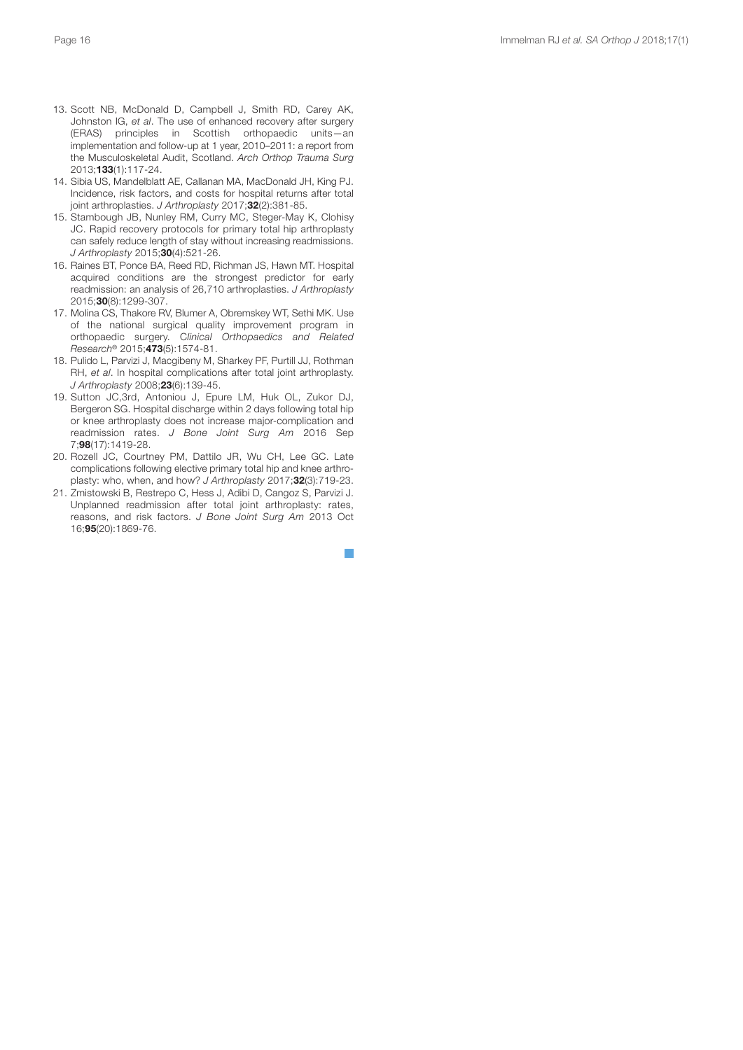13. Scott NB, McDonald D, Campbell J, Smith RD, Carey AK, Johnston IG, *et al*. The use of enhanced recovery after surgery (ERAS) principles in Scottish orthopaedic units—an implementation and follow-up at 1 year, 2010–2011: a report from the Musculoskeletal Audit, Scotland. *Arch Orthop Trauma Surg* 2013;**133**(1):117-24.
14. Sibia US, Mandelblatt AE, Callanan MA, MacDonald JH, King PJ. Incidence, risk factors, and costs for hospital returns after total joint arthroplasties. *J Arthroplasty* 2017;**32**(2):381-85.
15. Stambough JB, Nunley RM, Curry MC, Steger-May K, Clohisy JC. Rapid recovery protocols for primary total hip arthroplasty can safely reduce length of stay without increasing readmissions. *J Arthroplasty* 2015;**30**(4):521-26.
16. Raines BT, Ponce BA, Reed RD, Richman JS, Hawn MT. Hospital acquired conditions are the strongest predictor for early readmission: an analysis of 26,710 arthroplasties. *J Arthroplasty* 2015;**30**(8):1299-307.
17. Molina CS, Thakore RV, Blumer A, Obremskey WT, Sethi MK. Use of the national surgical quality improvement program in orthopaedic surgery. *Clinical Orthopaedics and Related Research®* 2015;**473**(5):1574-81.
18. Pulido L, Parvizi J, Macgibeny M, Sharkey PF, Purtill JJ, Rothman RH, *et al*. In hospital complications after total joint arthroplasty. *J Arthroplasty* 2008;**23**(6):139-45.
19. Sutton JC,3rd, Antoniou J, Epure LM, Huk OL, Zukor DJ, Bergeron SG. Hospital discharge within 2 days following total hip or knee arthroplasty does not increase major-complication and readmission rates. *J Bone Joint Surg Am* 2016 Sep 7;**98**(17):1419-28.
20. Rozell JC, Courtney PM, Dattilo JR, Wu CH, Lee GC. Late complications following elective primary total hip and knee arthroplasty: who, when, and how? *J Arthroplasty* 2017;**32**(3):719-23.
21. Zmistowski B, Restrepo C, Hess J, Adibi D, Cangoz S, Parvizi J. Unplanned readmission after total joint arthroplasty: rates, reasons, and risk factors. *J Bone Joint Surg Am* 2013 Oct 16;**95**(20):1869-76.